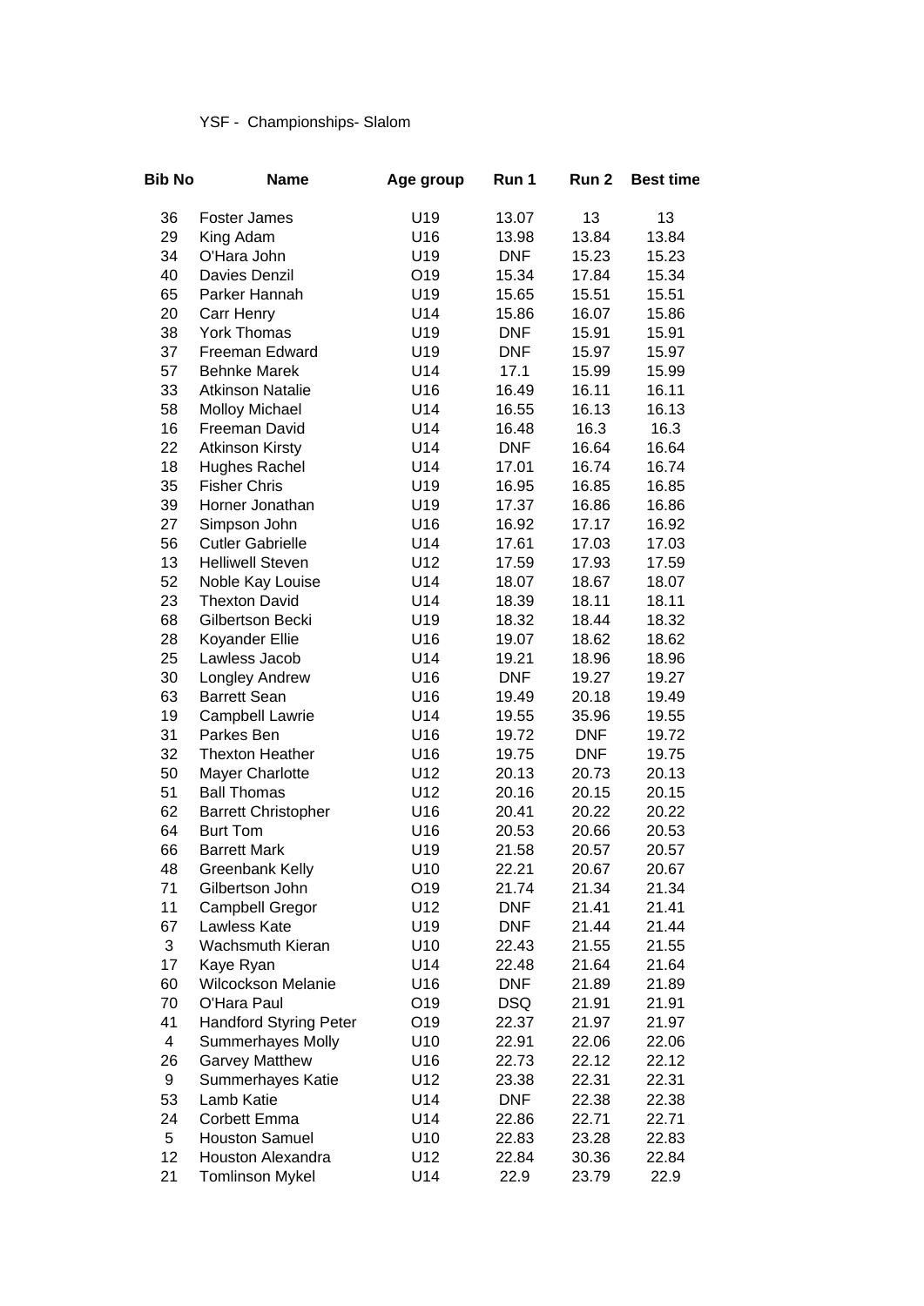YSF - Championships- Slalom

| Bib No | Name | Age group | Run 1 | Run 2 | Best time |
|---|---|---|---|---|---|
| 36 | Foster James | U19 | 13.07 | 13 | 13 |
| 29 | King Adam | U16 | 13.98 | 13.84 | 13.84 |
| 34 | O'Hara John | U19 | DNF | 15.23 | 15.23 |
| 40 | Davies Denzil | O19 | 15.34 | 17.84 | 15.34 |
| 65 | Parker Hannah | U19 | 15.65 | 15.51 | 15.51 |
| 20 | Carr Henry | U14 | 15.86 | 16.07 | 15.86 |
| 38 | York Thomas | U19 | DNF | 15.91 | 15.91 |
| 37 | Freeman Edward | U19 | DNF | 15.97 | 15.97 |
| 57 | Behnke Marek | U14 | 17.1 | 15.99 | 15.99 |
| 33 | Atkinson Natalie | U16 | 16.49 | 16.11 | 16.11 |
| 58 | Molloy Michael | U14 | 16.55 | 16.13 | 16.13 |
| 16 | Freeman David | U14 | 16.48 | 16.3 | 16.3 |
| 22 | Atkinson Kirsty | U14 | DNF | 16.64 | 16.64 |
| 18 | Hughes Rachel | U14 | 17.01 | 16.74 | 16.74 |
| 35 | Fisher Chris | U19 | 16.95 | 16.85 | 16.85 |
| 39 | Horner Jonathan | U19 | 17.37 | 16.86 | 16.86 |
| 27 | Simpson John | U16 | 16.92 | 17.17 | 16.92 |
| 56 | Cutler Gabrielle | U14 | 17.61 | 17.03 | 17.03 |
| 13 | Helliwell Steven | U12 | 17.59 | 17.93 | 17.59 |
| 52 | Noble Kay Louise | U14 | 18.07 | 18.67 | 18.07 |
| 23 | Thexton David | U14 | 18.39 | 18.11 | 18.11 |
| 68 | Gilbertson Becki | U19 | 18.32 | 18.44 | 18.32 |
| 28 | Koyander Ellie | U16 | 19.07 | 18.62 | 18.62 |
| 25 | Lawless Jacob | U14 | 19.21 | 18.96 | 18.96 |
| 30 | Longley Andrew | U16 | DNF | 19.27 | 19.27 |
| 63 | Barrett Sean | U16 | 19.49 | 20.18 | 19.49 |
| 19 | Campbell Lawrie | U14 | 19.55 | 35.96 | 19.55 |
| 31 | Parkes Ben | U16 | 19.72 | DNF | 19.72 |
| 32 | Thexton Heather | U16 | 19.75 | DNF | 19.75 |
| 50 | Mayer Charlotte | U12 | 20.13 | 20.73 | 20.13 |
| 51 | Ball Thomas | U12 | 20.16 | 20.15 | 20.15 |
| 62 | Barrett Christopher | U16 | 20.41 | 20.22 | 20.22 |
| 64 | Burt Tom | U16 | 20.53 | 20.66 | 20.53 |
| 66 | Barrett Mark | U19 | 21.58 | 20.57 | 20.57 |
| 48 | Greenbank Kelly | U10 | 22.21 | 20.67 | 20.67 |
| 71 | Gilbertson John | O19 | 21.74 | 21.34 | 21.34 |
| 11 | Campbell Gregor | U12 | DNF | 21.41 | 21.41 |
| 67 | Lawless Kate | U19 | DNF | 21.44 | 21.44 |
| 3 | Wachsmuth Kieran | U10 | 22.43 | 21.55 | 21.55 |
| 17 | Kaye Ryan | U14 | 22.48 | 21.64 | 21.64 |
| 60 | Wilcockson Melanie | U16 | DNF | 21.89 | 21.89 |
| 70 | O'Hara Paul | O19 | DSQ | 21.91 | 21.91 |
| 41 | Handford Styring Peter | O19 | 22.37 | 21.97 | 21.97 |
| 4 | Summerhayes Molly | U10 | 22.91 | 22.06 | 22.06 |
| 26 | Garvey Matthew | U16 | 22.73 | 22.12 | 22.12 |
| 9 | Summerhayes Katie | U12 | 23.38 | 22.31 | 22.31 |
| 53 | Lamb Katie | U14 | DNF | 22.38 | 22.38 |
| 24 | Corbett Emma | U14 | 22.86 | 22.71 | 22.71 |
| 5 | Houston Samuel | U10 | 22.83 | 23.28 | 22.83 |
| 12 | Houston Alexandra | U12 | 22.84 | 30.36 | 22.84 |
| 21 | Tomlinson Mykel | U14 | 22.9 | 23.79 | 22.9 |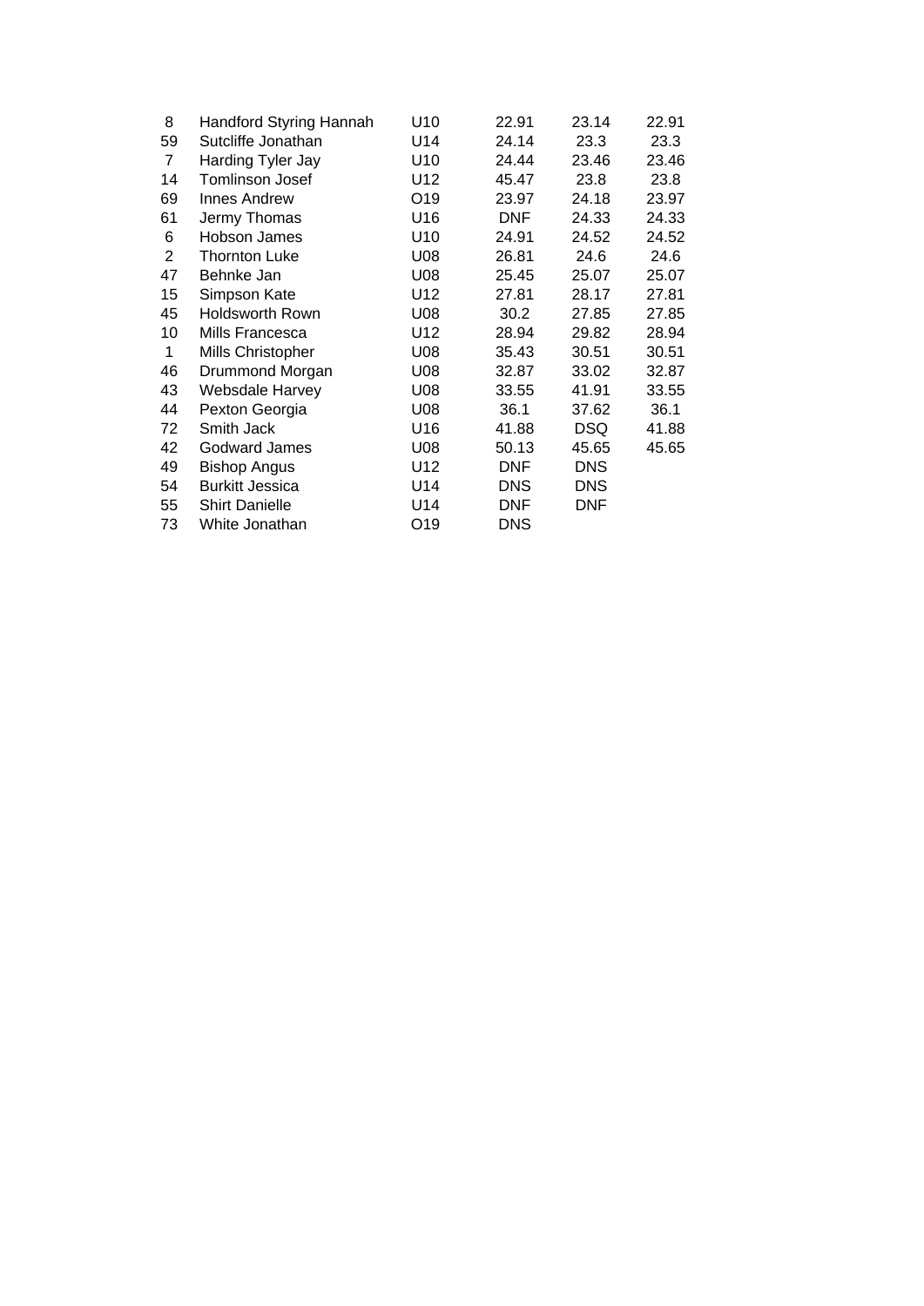| | | | | | |
|---|---|---|---|---|---|
| 8 | Handford Styring Hannah | U10 | 22.91 | 23.14 | 22.91 |
| 59 | Sutcliffe Jonathan | U14 | 24.14 | 23.3 | 23.3 |
| 7 | Harding Tyler Jay | U10 | 24.44 | 23.46 | 23.46 |
| 14 | Tomlinson Josef | U12 | 45.47 | 23.8 | 23.8 |
| 69 | Innes Andrew | O19 | 23.97 | 24.18 | 23.97 |
| 61 | Jermy Thomas | U16 | DNF | 24.33 | 24.33 |
| 6 | Hobson James | U10 | 24.91 | 24.52 | 24.52 |
| 2 | Thornton Luke | U08 | 26.81 | 24.6 | 24.6 |
| 47 | Behnke Jan | U08 | 25.45 | 25.07 | 25.07 |
| 15 | Simpson Kate | U12 | 27.81 | 28.17 | 27.81 |
| 45 | Holdsworth Rown | U08 | 30.2 | 27.85 | 27.85 |
| 10 | Mills Francesca | U12 | 28.94 | 29.82 | 28.94 |
| 1 | Mills Christopher | U08 | 35.43 | 30.51 | 30.51 |
| 46 | Drummond Morgan | U08 | 32.87 | 33.02 | 32.87 |
| 43 | Websdale Harvey | U08 | 33.55 | 41.91 | 33.55 |
| 44 | Pexton Georgia | U08 | 36.1 | 37.62 | 36.1 |
| 72 | Smith Jack | U16 | 41.88 | DSQ | 41.88 |
| 42 | Godward James | U08 | 50.13 | 45.65 | 45.65 |
| 49 | Bishop Angus | U12 | DNF | DNS | |
| 54 | Burkitt Jessica | U14 | DNS | DNS | |
| 55 | Shirt Danielle | U14 | DNF | DNF | |
| 73 | White Jonathan | O19 | DNS | | |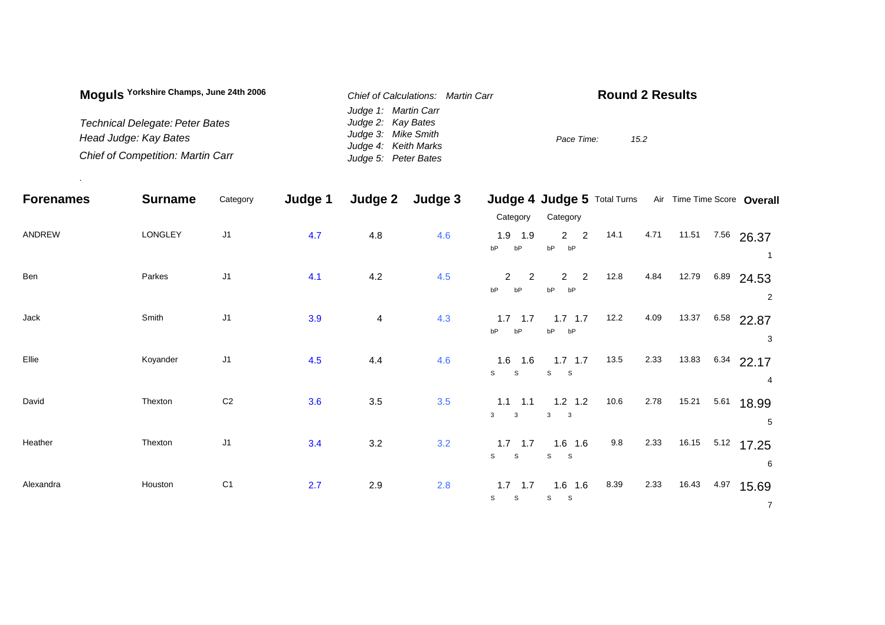**Moguls** Yorkshire Champs, June 24th 2006

*Technical Delegate: Peter Bates*
*Head Judge: Kay Bates*
*Chief of Competition: Martin Carr*

*Chief of Calculations: Martin Carr*
*Judge 1: Martin Carr*
*Judge 2: Kay Bates*
*Judge 3: Mike Smith*
*Judge 4: Keith Marks*
*Judge 5: Peter Bates*

## Round 2 Results

*Pace Time:* *15.2*

.

| Forenames | Surname | Category | Judge 1 | Judge 2 | Judge 3 | Judge 4 Category | | Judge 5 Category | | Total Turns | Air | Time | Time Score | Overall |
|---|---|---|---|---|---|---|---|---|---|---|---|---|---|---|
| ANDREW | LONGLEY | J1 | 4.7 | 4.8 | 4.6 | 1.9 bP | 1.9 bP | 2 bP | 2 bP | 14.1 | 4.71 | 11.51 | 7.56 | 26.37 (1) |
| Ben | Parkes | J1 | 4.1 | 4.2 | 4.5 | 2 bP | 2 bP | 2 bP | 2 bP | 12.8 | 4.84 | 12.79 | 6.89 | 24.53 (2) |
| Jack | Smith | J1 | 3.9 | 4 | 4.3 | 1.7 bP | 1.7 bP | 1.7 bP | 1.7 bP | 12.2 | 4.09 | 13.37 | 6.58 | 22.87 (3) |
| Ellie | Koyander | J1 | 4.5 | 4.4 | 4.6 | 1.6 S | 1.6 S | 1.7 S | 1.7 S | 13.5 | 2.33 | 13.83 | 6.34 | 22.17 (4) |
| David | Thexton | C2 | 3.6 | 3.5 | 3.5 | 1.1 3 | 1.1 3 | 1.2 3 | 1.2 3 | 10.6 | 2.78 | 15.21 | 5.61 | 18.99 (5) |
| Heather | Thexton | J1 | 3.4 | 3.2 | 3.2 | 1.7 S | 1.7 S | 1.6 S | 1.6 S | 9.8 | 2.33 | 16.15 | 5.12 | 17.25 (6) |
| Alexandra | Houston | C1 | 2.7 | 2.9 | 2.8 | 1.7 S | 1.7 S | 1.6 S | 1.6 S | 8.39 | 2.33 | 16.43 | 4.97 | 15.69 (7) |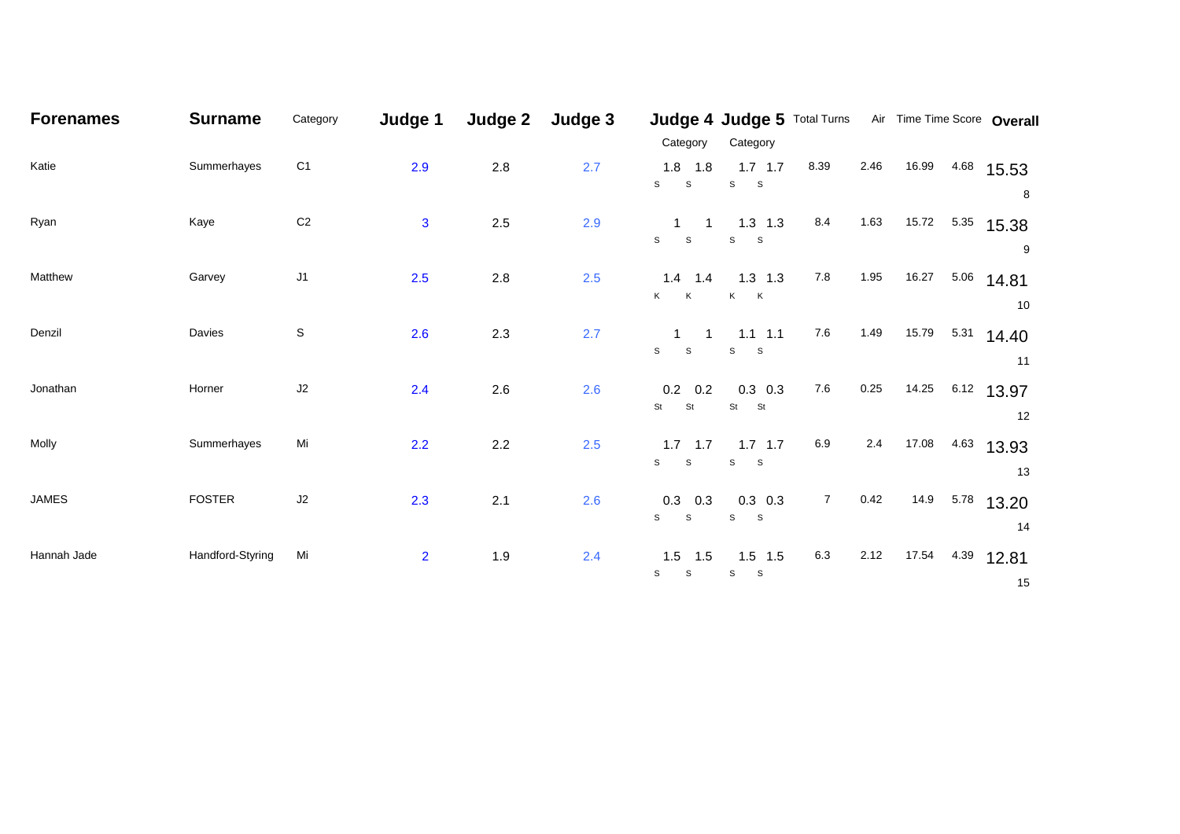| Forenames | Surname | Category | Judge 1 | Judge 2 | Judge 3 | Judge 4 Category | | Judge 5 Category | | Total Turns | Air | Time | Time Score | Overall |
|---|---|---|---|---|---|---|---|---|---|---|---|---|---|---|
| Katie | Summerhayes | C1 | 2.9 | 2.8 | 2.7 | 1.8 S | 1.8 S | 1.7 S | 1.7 S | 8.39 | 2.46 | 16.99 | 4.68 | 15.53 8 |
| Ryan | Kaye | C2 | 3 | 2.5 | 2.9 | 1 S | 1 S | 1.3 S | 1.3 S | 8.4 | 1.63 | 15.72 | 5.35 | 15.38 9 |
| Matthew | Garvey | J1 | 2.5 | 2.8 | 2.5 | 1.4 K | 1.4 K | 1.3 K | 1.3 K | 7.8 | 1.95 | 16.27 | 5.06 | 14.81 10 |
| Denzil | Davies | S | 2.6 | 2.3 | 2.7 | 1 S | 1 S | 1.1 S | 1.1 S | 7.6 | 1.49 | 15.79 | 5.31 | 14.40 11 |
| Jonathan | Horner | J2 | 2.4 | 2.6 | 2.6 | 0.2 St | 0.2 St | 0.3 St | 0.3 St | 7.6 | 0.25 | 14.25 | 6.12 | 13.97 12 |
| Molly | Summerhayes | Mi | 2.2 | 2.2 | 2.5 | 1.7 S | 1.7 S | 1.7 S | 1.7 S | 6.9 | 2.4 | 17.08 | 4.63 | 13.93 13 |
| JAMES | FOSTER | J2 | 2.3 | 2.1 | 2.6 | 0.3 S | 0.3 S | 0.3 S | 0.3 S | 7 | 0.42 | 14.9 | 5.78 | 13.20 14 |
| Hannah Jade | Handford-Styring | Mi | 2 | 1.9 | 2.4 | 1.5 S | 1.5 S | 1.5 S | 1.5 S | 6.3 | 2.12 | 17.54 | 4.39 | 12.81 15 |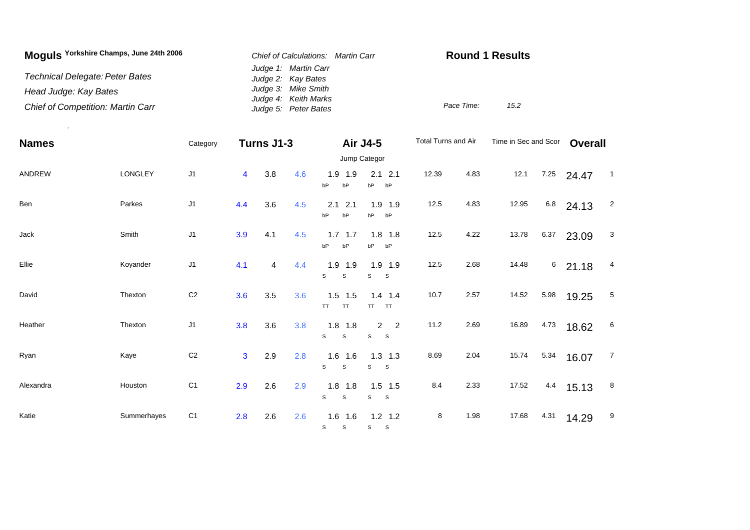**Moguls** Yorkshire Champs, June 24th 2006

*Technical Delegate: Peter Bates*

*Head Judge: Kay Bates*

*Chief of Competition: Martin Carr*

*Chief of Calculations: Martin Carr*

*Judge 1: Martin Carr*
*Judge 2: Kay Bates*
*Judge 3: Mike Smith*
*Judge 4: Keith Marks*
*Judge 5: Peter Bates*

## Round 1 Results

*Pace Time:* *15.2*

| Names | | Category | Turns J1-3 | | | Air J4-5 | | | | Total Turns and Air | | Time in Sec and Scor | | Overall | |
|---|---|---|---|---|---|---|---|---|---|---|---|---|---|---|---|
| | | | | | | Jump Categor | | | | | | | | | |
| ANDREW | LONGLEY | J1 | 4 | 3.8 | 4.6 | 1.9 bP | 1.9 bP | 2.1 bP | 2.1 bP | 12.39 | 4.83 | 12.1 | 7.25 | 24.47 | 1 |
| Ben | Parkes | J1 | 4.4 | 3.6 | 4.5 | 2.1 bP | 2.1 bP | 1.9 bP | 1.9 bP | 12.5 | 4.83 | 12.95 | 6.8 | 24.13 | 2 |
| Jack | Smith | J1 | 3.9 | 4.1 | 4.5 | 1.7 bP | 1.7 bP | 1.8 bP | 1.8 bP | 12.5 | 4.22 | 13.78 | 6.37 | 23.09 | 3 |
| Ellie | Koyander | J1 | 4.1 | 4 | 4.4 | 1.9 S | 1.9 S | 1.9 S | 1.9 S | 12.5 | 2.68 | 14.48 | 6 | 21.18 | 4 |
| David | Thexton | C2 | 3.6 | 3.5 | 3.6 | 1.5 TT | 1.5 TT | 1.4 TT | 1.4 TT | 10.7 | 2.57 | 14.52 | 5.98 | 19.25 | 5 |
| Heather | Thexton | J1 | 3.8 | 3.6 | 3.8 | 1.8 S | 1.8 S | 2 S | 2 S | 11.2 | 2.69 | 16.89 | 4.73 | 18.62 | 6 |
| Ryan | Kaye | C2 | 3 | 2.9 | 2.8 | 1.6 S | 1.6 S | 1.3 S | 1.3 S | 8.69 | 2.04 | 15.74 | 5.34 | 16.07 | 7 |
| Alexandra | Houston | C1 | 2.9 | 2.6 | 2.9 | 1.8 S | 1.8 S | 1.5 S | 1.5 S | 8.4 | 2.33 | 17.52 | 4.4 | 15.13 | 8 |
| Katie | Summerhayes | C1 | 2.8 | 2.6 | 2.6 | 1.6 S | 1.6 S | 1.2 S | 1.2 S | 8 | 1.98 | 17.68 | 4.31 | 14.29 | 9 |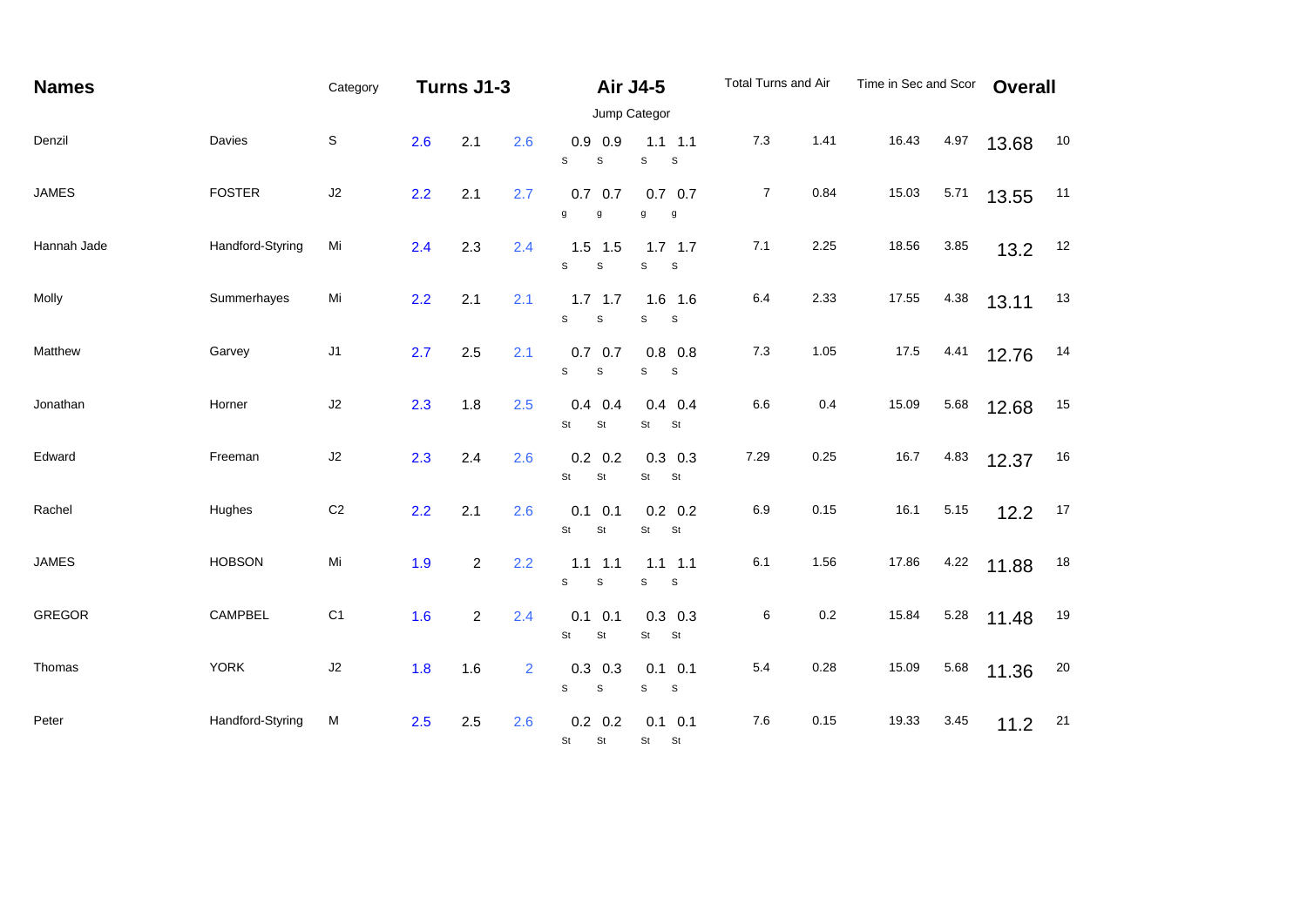| Names | | Category | Turns J1-3 | | | Air J4-5 | | | | Total Turns and Air | | Time in Sec and Scor | | Overall | |
|---|---|---|---|---|---|---|---|---|---|---|---|---|---|---|---|
| | | | | | | Jump Categor | | | | | | | | | |
| Denzil | Davies | S | 2.6 | 2.1 | 2.6 | 0.9 S | 0.9 S | 1.1 S | 1.1 S | 7.3 | 1.41 | 16.43 | 4.97 | 13.68 | 10 |
| JAMES | FOSTER | J2 | 2.2 | 2.1 | 2.7 | 0.7 g | 0.7 g | 0.7 g | 0.7 g | 7 | 0.84 | 15.03 | 5.71 | 13.55 | 11 |
| Hannah Jade | Handford-Styring | Mi | 2.4 | 2.3 | 2.4 | 1.5 S | 1.5 S | 1.7 S | 1.7 S | 7.1 | 2.25 | 18.56 | 3.85 | 13.2 | 12 |
| Molly | Summerhayes | Mi | 2.2 | 2.1 | 2.1 | 1.7 S | 1.7 S | 1.6 S | 1.6 S | 6.4 | 2.33 | 17.55 | 4.38 | 13.11 | 13 |
| Matthew | Garvey | J1 | 2.7 | 2.5 | 2.1 | 0.7 S | 0.7 S | 0.8 S | 0.8 S | 7.3 | 1.05 | 17.5 | 4.41 | 12.76 | 14 |
| Jonathan | Horner | J2 | 2.3 | 1.8 | 2.5 | 0.4 St | 0.4 St | 0.4 St | 0.4 St | 6.6 | 0.4 | 15.09 | 5.68 | 12.68 | 15 |
| Edward | Freeman | J2 | 2.3 | 2.4 | 2.6 | 0.2 St | 0.2 St | 0.3 St | 0.3 St | 7.29 | 0.25 | 16.7 | 4.83 | 12.37 | 16 |
| Rachel | Hughes | C2 | 2.2 | 2.1 | 2.6 | 0.1 St | 0.1 St | 0.2 St | 0.2 St | 6.9 | 0.15 | 16.1 | 5.15 | 12.2 | 17 |
| JAMES | HOBSON | Mi | 1.9 | 2 | 2.2 | 1.1 S | 1.1 S | 1.1 S | 1.1 S | 6.1 | 1.56 | 17.86 | 4.22 | 11.88 | 18 |
| GREGOR | CAMPBEL | C1 | 1.6 | 2 | 2.4 | 0.1 St | 0.1 St | 0.3 St | 0.3 St | 6 | 0.2 | 15.84 | 5.28 | 11.48 | 19 |
| Thomas | YORK | J2 | 1.8 | 1.6 | 2 | 0.3 S | 0.3 S | 0.1 S | 0.1 S | 5.4 | 0.28 | 15.09 | 5.68 | 11.36 | 20 |
| Peter | Handford-Styring | M | 2.5 | 2.5 | 2.6 | 0.2 St | 0.2 St | 0.1 St | 0.1 St | 7.6 | 0.15 | 19.33 | 3.45 | 11.2 | 21 |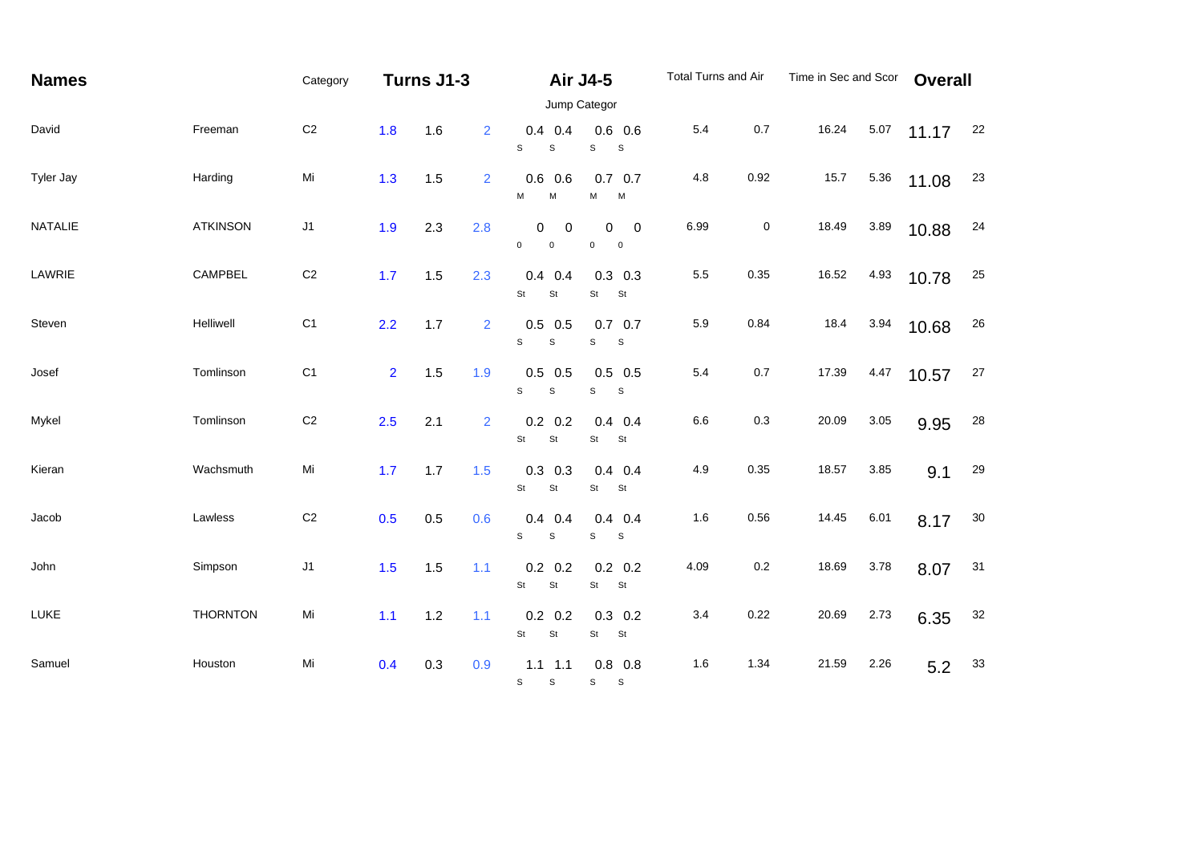| Names | | Category | Turns J1-3 | | | Air J4-5 | | | | Total Turns and Air | | Time in Sec and Scor | | Overall | |
|---|---|---|---|---|---|---|---|---|---|---|---|---|---|---|---|
| | | | | | | Jump Categor | | | | | | | | | |
| David | Freeman | C2 | 1.8 | 1.6 | 2 | 0.4 S | 0.4 S | 0.6 S | 0.6 S | 5.4 | 0.7 | 16.24 | 5.07 | 11.17 | 22 |
| Tyler Jay | Harding | Mi | 1.3 | 1.5 | 2 | 0.6 M | 0.6 M | 0.7 M | 0.7 M | 4.8 | 0.92 | 15.7 | 5.36 | 11.08 | 23 |
| NATALIE | ATKINSON | J1 | 1.9 | 2.3 | 2.8 | 0 0 | 0 0 | 0 0 | 0 0 | 6.99 | 0 | 18.49 | 3.89 | 10.88 | 24 |
| LAWRIE | CAMPBEL | C2 | 1.7 | 1.5 | 2.3 | 0.4 St | 0.4 St | 0.3 St | 0.3 St | 5.5 | 0.35 | 16.52 | 4.93 | 10.78 | 25 |
| Steven | Helliwell | C1 | 2.2 | 1.7 | 2 | 0.5 S | 0.5 S | 0.7 S | 0.7 S | 5.9 | 0.84 | 18.4 | 3.94 | 10.68 | 26 |
| Josef | Tomlinson | C1 | 2 | 1.5 | 1.9 | 0.5 S | 0.5 S | 0.5 S | 0.5 S | 5.4 | 0.7 | 17.39 | 4.47 | 10.57 | 27 |
| Mykel | Tomlinson | C2 | 2.5 | 2.1 | 2 | 0.2 St | 0.2 St | 0.4 St | 0.4 St | 6.6 | 0.3 | 20.09 | 3.05 | 9.95 | 28 |
| Kieran | Wachsmuth | Mi | 1.7 | 1.7 | 1.5 | 0.3 St | 0.3 St | 0.4 St | 0.4 St | 4.9 | 0.35 | 18.57 | 3.85 | 9.1 | 29 |
| Jacob | Lawless | C2 | 0.5 | 0.5 | 0.6 | 0.4 S | 0.4 S | 0.4 S | 0.4 S | 1.6 | 0.56 | 14.45 | 6.01 | 8.17 | 30 |
| John | Simpson | J1 | 1.5 | 1.5 | 1.1 | 0.2 St | 0.2 St | 0.2 St | 0.2 St | 4.09 | 0.2 | 18.69 | 3.78 | 8.07 | 31 |
| LUKE | THORNTON | Mi | 1.1 | 1.2 | 1.1 | 0.2 St | 0.2 St | 0.3 St | 0.2 St | 3.4 | 0.22 | 20.69 | 2.73 | 6.35 | 32 |
| Samuel | Houston | Mi | 0.4 | 0.3 | 0.9 | 1.1 S | 1.1 S | 0.8 S | 0.8 S | 1.6 | 1.34 | 21.59 | 2.26 | 5.2 | 33 |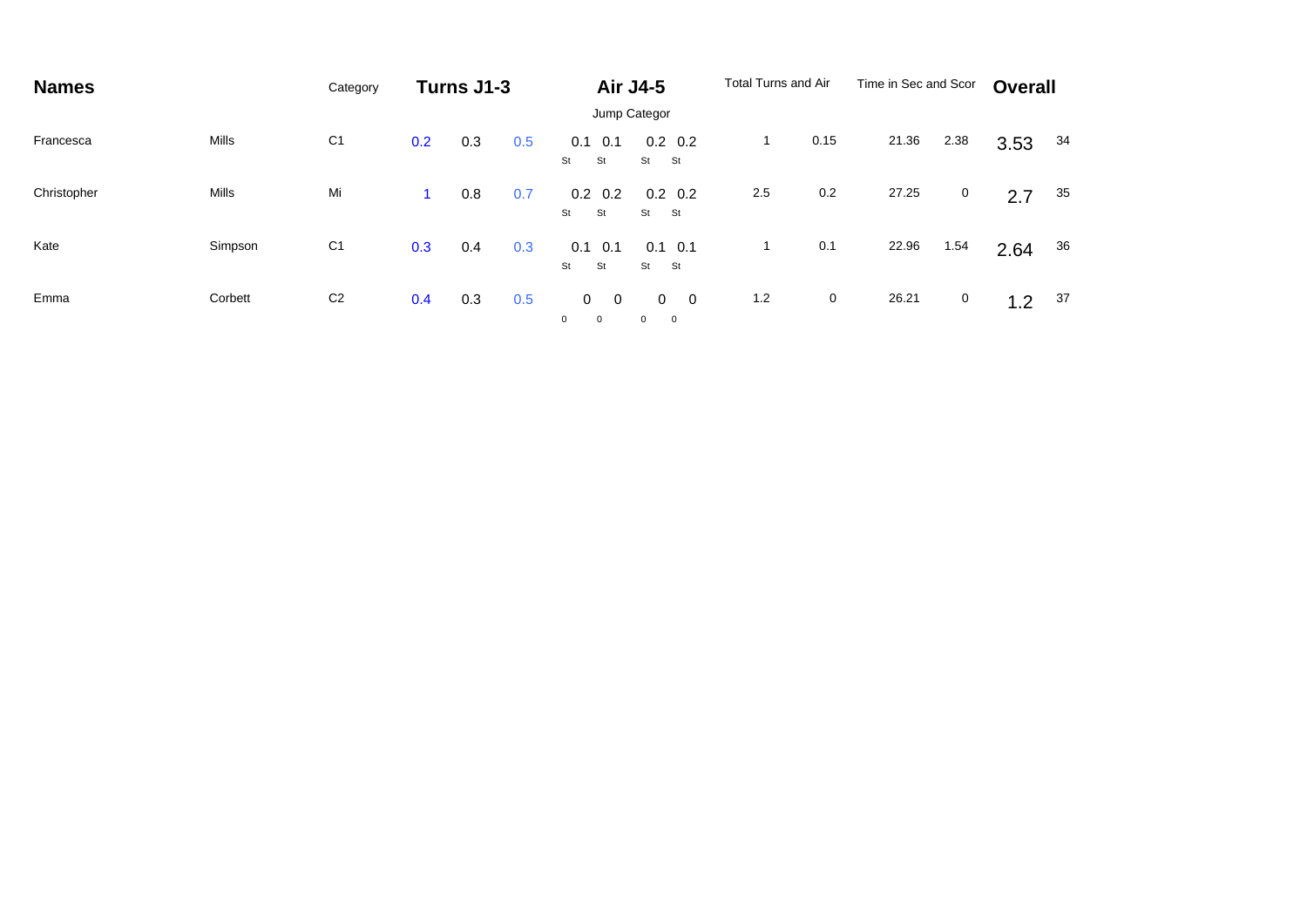| Names | | Category | Turns J1-3 | | | Air J4-5 | | | | Total Turns and Air | | Time in Sec and Scor | | Overall | |
|---|---|---|---|---|---|---|---|---|---|---|---|---|---|---|---|
| | | | | | | Jump Categor | | | | | | | | | |
| Francesca | Mills | C1 | 0.2 | 0.3 | 0.5 | 0.1 St | 0.1 St | 0.2 St | 0.2 St | 1 | 0.15 | 21.36 | 2.38 | 3.53 | 34 |
| Christopher | Mills | Mi | 1 | 0.8 | 0.7 | 0.2 St | 0.2 St | 0.2 St | 0.2 St | 2.5 | 0.2 | 27.25 | 0 | 2.7 | 35 |
| Kate | Simpson | C1 | 0.3 | 0.4 | 0.3 | 0.1 St | 0.1 St | 0.1 St | 0.1 St | 1 | 0.1 | 22.96 | 1.54 | 2.64 | 36 |
| Emma | Corbett | C2 | 0.4 | 0.3 | 0.5 | 0 0 | 0 0 | 0 0 | 0 0 | 1.2 | 0 | 26.21 | 0 | 1.2 | 37 |